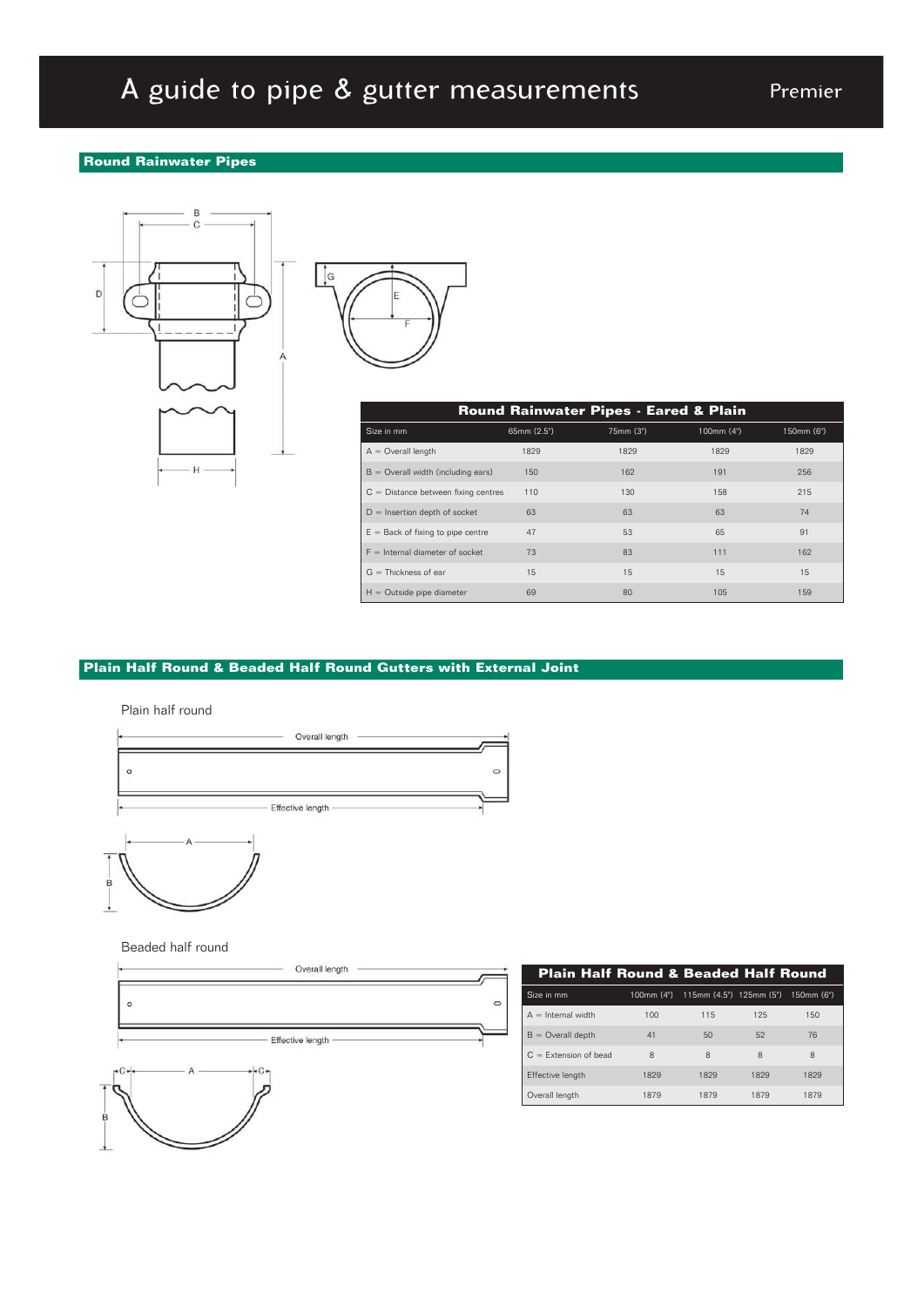# A guide to pipe & gutter measurements

Premier

## Round Rainwater Pipes

**Round Rainwater Pipes - Eared & Plain**

| Size in mm | 65mm (2.5") | 75mm (3") | 100mm (4") | 150mm (6") |
|---|---|---|---|---|
| A = Overall length | 1829 | 1829 | 1829 | 1829 |
| B = Overall width (including ears) | 150 | 162 | 191 | 256 |
| C = Distance between fixing centres | 110 | 130 | 158 | 215 |
| D = Insertion depth of socket | 63 | 63 | 63 | 74 |
| E = Back of fixing to pipe centre | 47 | 53 | 65 | 91 |
| F = Internal diameter of socket | 73 | 83 | 111 | 162 |
| G = Thickness of ear | 15 | 15 | 15 | 15 |
| H = Outside pipe diameter | 69 | 80 | 105 | 159 |

## Plain Half Round & Beaded Half Round Gutters with External Joint

Plain half round

Beaded half round

**Plain Half Round & Beaded Half Round**

| Size in mm | 100mm (4") | 115mm (4.5") | 125mm (5") | 150mm (6") |
|---|---|---|---|---|
| A = Internal width | 100 | 115 | 125 | 150 |
| B = Overall depth | 41 | 50 | 52 | 76 |
| C = Extension of bead | 8 | 8 | 8 | 8 |
| Effective length | 1829 | 1829 | 1829 | 1829 |
| Overall length | 1879 | 1879 | 1879 | 1879 |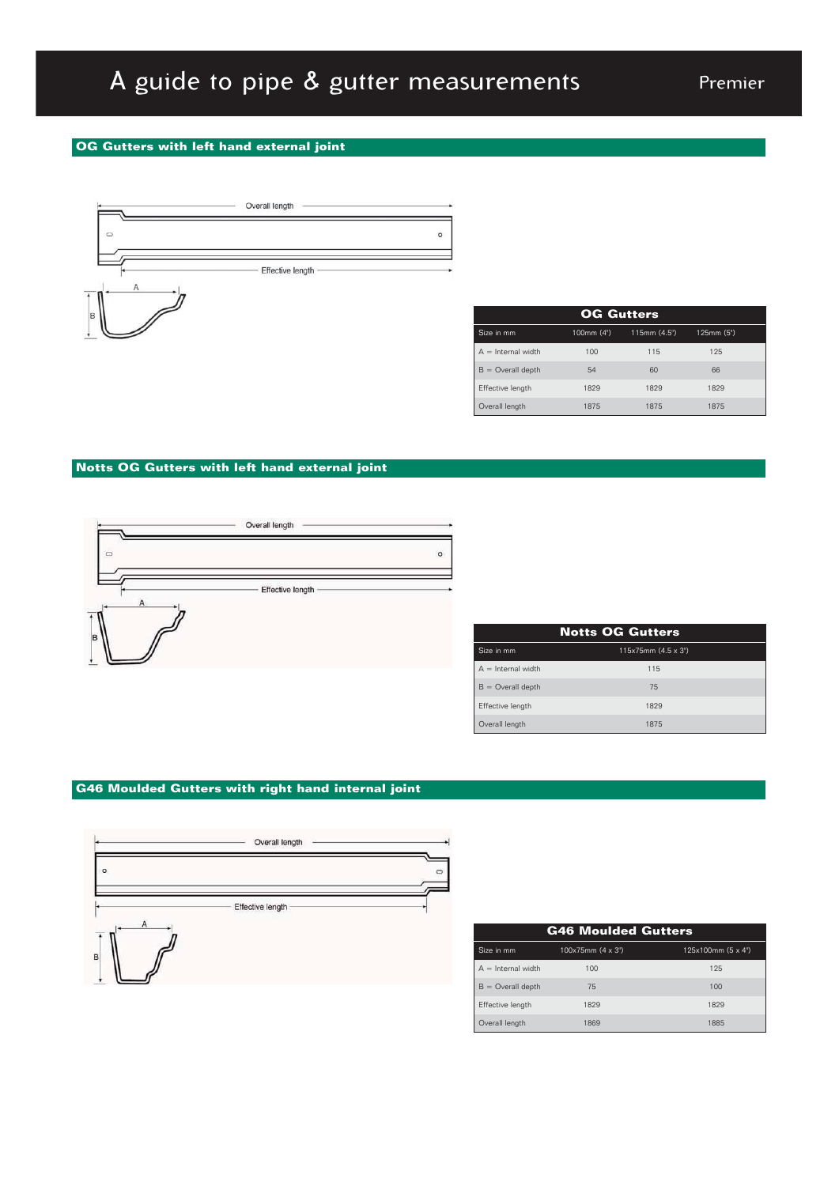# A guide to pipe & gutter measurements

Premier

## OG Gutters with left hand external joint

| OG Gutters | | | |
|---|---|---|---|
| Size in mm | 100mm (4") | 115mm (4.5") | 125mm (5") |
| A = Internal width | 100 | 115 | 125 |
| B = Overall depth | 54 | 60 | 66 |
| Effective length | 1829 | 1829 | 1829 |
| Overall length | 1875 | 1875 | 1875 |

## Notts OG Gutters with left hand external joint

| Notts OG Gutters | |
|---|---|
| Size in mm | 115x75mm (4.5 x 3") |
| A = Internal width | 115 |
| B = Overall depth | 75 |
| Effective length | 1829 |
| Overall length | 1875 |

## G46 Moulded Gutters with right hand internal joint

| G46 Moulded Gutters | | |
|---|---|---|
| Size in mm | 100x75mm (4 x 3") | 125x100mm (5 x 4") |
| A = Internal width | 100 | 125 |
| B = Overall depth | 75 | 100 |
| Effective length | 1829 | 1829 |
| Overall length | 1869 | 1885 |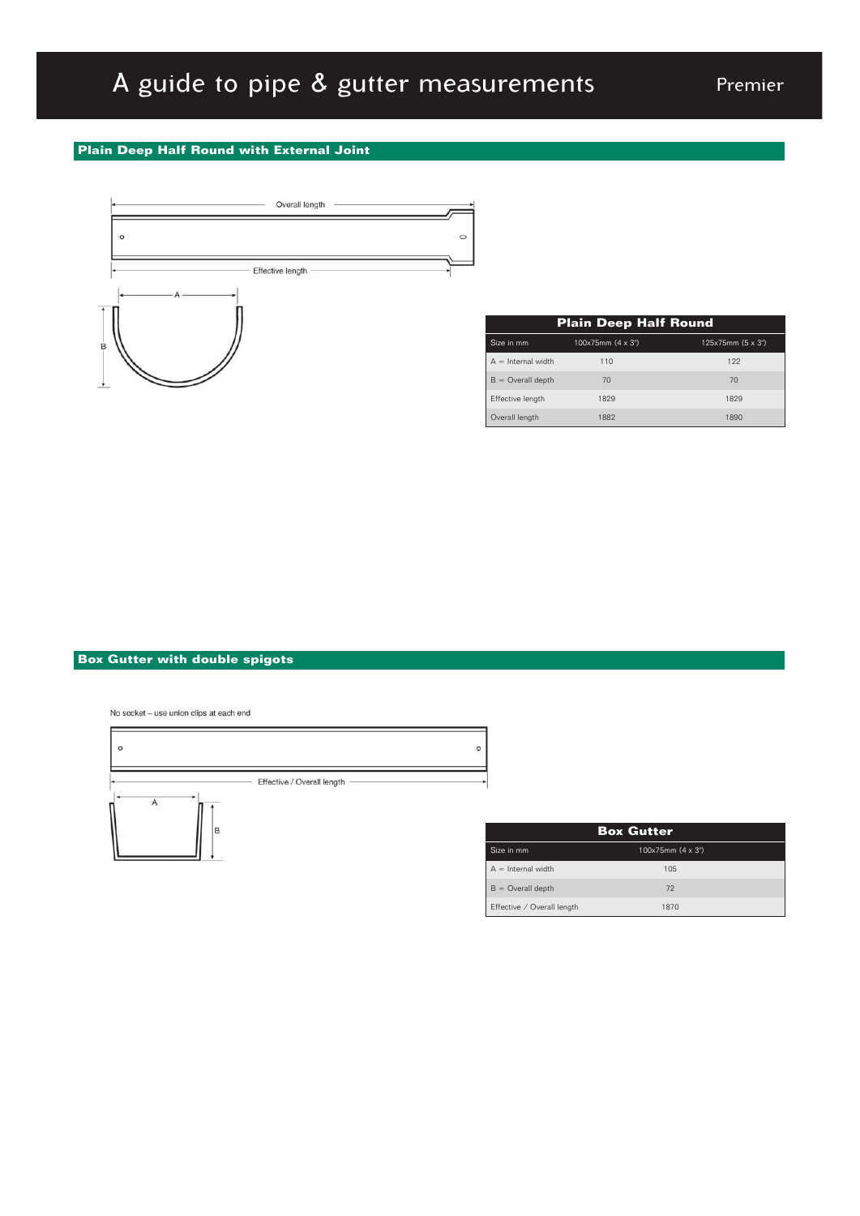# A guide to pipe & gutter measurements

Premier

## Plain Deep Half Round with External Joint

Overall length

Effective length

A

B

| Plain Deep Half Round | | |
|---|---|---|
| Size in mm | 100x75mm (4 x 3') | 125x75mm (5 x 3') |
| A = Internal width | 110 | 122 |
| B = Overall depth | 70 | 70 |
| Effective length | 1829 | 1829 |
| Overall length | 1882 | 1890 |

## Box Gutter with double spigots

No socket – use union clips at each end

Effective / Overall length

A

B

| Box Gutter | |
|---|---|
| Size in mm | 100x75mm (4 x 3') |
| A = Internal width | 105 |
| B = Overall depth | 72 |
| Effective / Overall length | 1870 |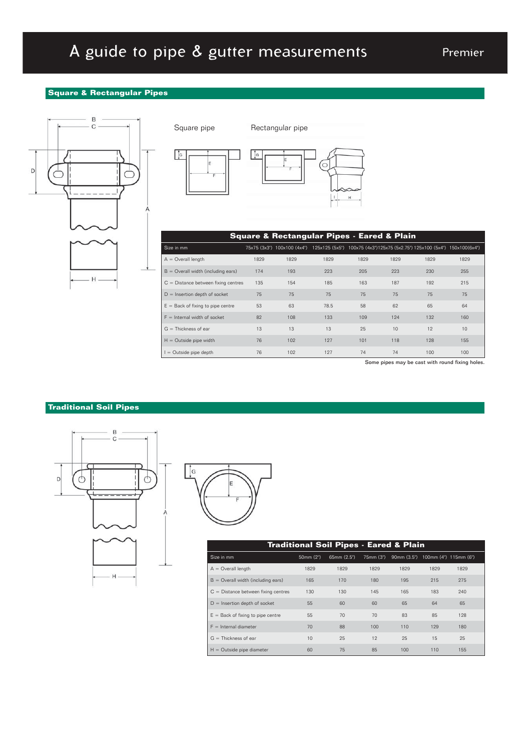# A guide to pipe & gutter measurements

Premier

## Square & Rectangular Pipes

Square pipe

Rectangular pipe

| Square & Rectangular Pipes - Eared & Plain | | | | | | | |
|---|---|---|---|---|---|---|---|
| Size in mm | 75x75 (3x3") | 100x100 (4x4") | 125x125 (5x5") | 100x75 (4x3") | 125x75 (5x2.75") | 125x100 (5x4") | 150x100(6x4") |
| A = Overall length | 1829 | 1829 | 1829 | 1829 | 1829 | 1829 | 1829 |
| B = Overall width (including ears) | 174 | 193 | 223 | 205 | 223 | 230 | 255 |
| C = Distance between fixing centres | 135 | 154 | 185 | 163 | 187 | 192 | 215 |
| D = Insertion depth of socket | 75 | 75 | 75 | 75 | 75 | 75 | 75 |
| E = Back of fixing to pipe centre | 53 | 63 | 78.5 | 58 | 62 | 65 | 64 |
| F = Internal width of socket | 82 | 108 | 133 | 109 | 124 | 132 | 160 |
| G = Thickness of ear | 13 | 13 | 13 | 25 | 10 | 12 | 10 |
| H = Outside pipe width | 76 | 102 | 127 | 101 | 118 | 128 | 155 |
| I = Outside pipe depth | 76 | 102 | 127 | 74 | 74 | 100 | 100 |

Some pipes may be cast with round fixing holes.

## Traditional Soil Pipes

| Traditional Soil Pipes - Eared & Plain | | | | | | |
|---|---|---|---|---|---|---|
| Size in mm | 50mm (2") | 65mm (2.5") | 75mm (3") | 90mm (3.5") | 100mm (4") | 115mm (6") |
| A = Overall length | 1829 | 1829 | 1829 | 1829 | 1829 | 1829 |
| B = Overall width (including ears) | 165 | 170 | 180 | 195 | 215 | 275 |
| C = Distance between fixing centres | 130 | 130 | 145 | 165 | 183 | 240 |
| D = Insertion depth of socket | 55 | 60 | 60 | 65 | 64 | 65 |
| E = Back of fixing to pipe centre | 55 | 70 | 70 | 83 | 85 | 128 |
| F = Internal diameter | 70 | 88 | 100 | 110 | 129 | 180 |
| G = Thickness of ear | 10 | 25 | 12 | 25 | 15 | 25 |
| H = Outside pipe diameter | 60 | 75 | 85 | 100 | 110 | 155 |